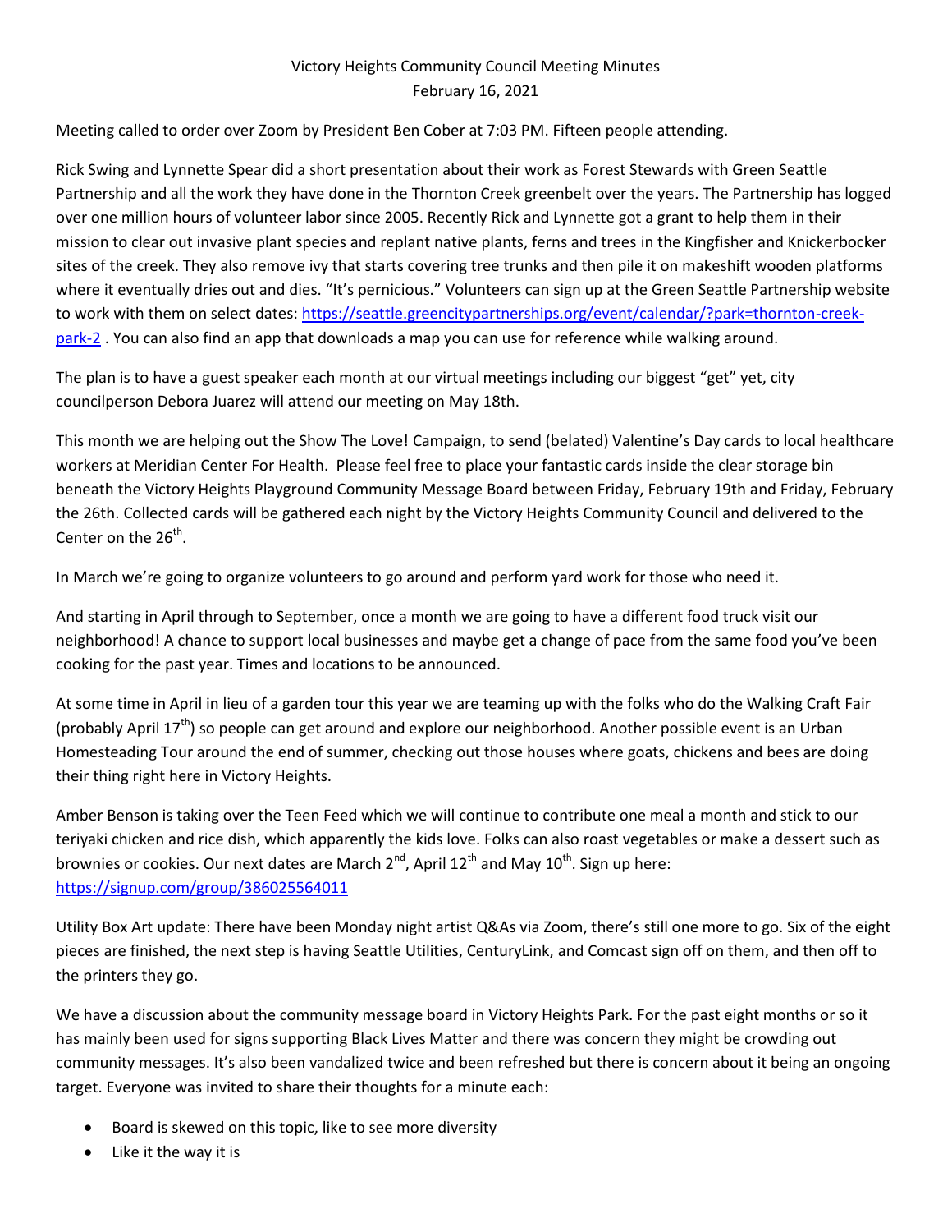Victory Heights Community Council Meeting Minutes
February 16, 2021

Meeting called to order over Zoom by President Ben Cober at 7:03 PM. Fifteen people attending.

Rick Swing and Lynnette Spear did a short presentation about their work as Forest Stewards with Green Seattle Partnership and all the work they have done in the Thornton Creek greenbelt over the years. The Partnership has logged over one million hours of volunteer labor since 2005. Recently Rick and Lynnette got a grant to help them in their mission to clear out invasive plant species and replant native plants, ferns and trees in the Kingfisher and Knickerbocker sites of the creek. They also remove ivy that starts covering tree trunks and then pile it on makeshift wooden platforms where it eventually dries out and dies. "It's pernicious." Volunteers can sign up at the Green Seattle Partnership website to work with them on select dates: https://seattle.greencitypartnerships.org/event/calendar/?park=thornton-creek-park-2 . You can also find an app that downloads a map you can use for reference while walking around.

The plan is to have a guest speaker each month at our virtual meetings including our biggest "get" yet, city councilperson Debora Juarez will attend our meeting on May 18th.

This month we are helping out the Show The Love! Campaign, to send (belated) Valentine's Day cards to local healthcare workers at Meridian Center For Health. Please feel free to place your fantastic cards inside the clear storage bin beneath the Victory Heights Playground Community Message Board between Friday, February 19th and Friday, February the 26th. Collected cards will be gathered each night by the Victory Heights Community Council and delivered to the Center on the 26th.

In March we're going to organize volunteers to go around and perform yard work for those who need it.

And starting in April through to September, once a month we are going to have a different food truck visit our neighborhood! A chance to support local businesses and maybe get a change of pace from the same food you've been cooking for the past year. Times and locations to be announced.

At some time in April in lieu of a garden tour this year we are teaming up with the folks who do the Walking Craft Fair (probably April 17th) so people can get around and explore our neighborhood. Another possible event is an Urban Homesteading Tour around the end of summer, checking out those houses where goats, chickens and bees are doing their thing right here in Victory Heights.

Amber Benson is taking over the Teen Feed which we will continue to contribute one meal a month and stick to our teriyaki chicken and rice dish, which apparently the kids love. Folks can also roast vegetables or make a dessert such as brownies or cookies. Our next dates are March 2nd, April 12th and May 10th. Sign up here: https://signup.com/group/386025564011

Utility Box Art update: There have been Monday night artist Q&As via Zoom, there's still one more to go. Six of the eight pieces are finished, the next step is having Seattle Utilities, CenturyLink, and Comcast sign off on them, and then off to the printers they go.

We have a discussion about the community message board in Victory Heights Park. For the past eight months or so it has mainly been used for signs supporting Black Lives Matter and there was concern they might be crowding out community messages. It's also been vandalized twice and been refreshed but there is concern about it being an ongoing target. Everyone was invited to share their thoughts for a minute each:

- Board is skewed on this topic, like to see more diversity
- Like it the way it is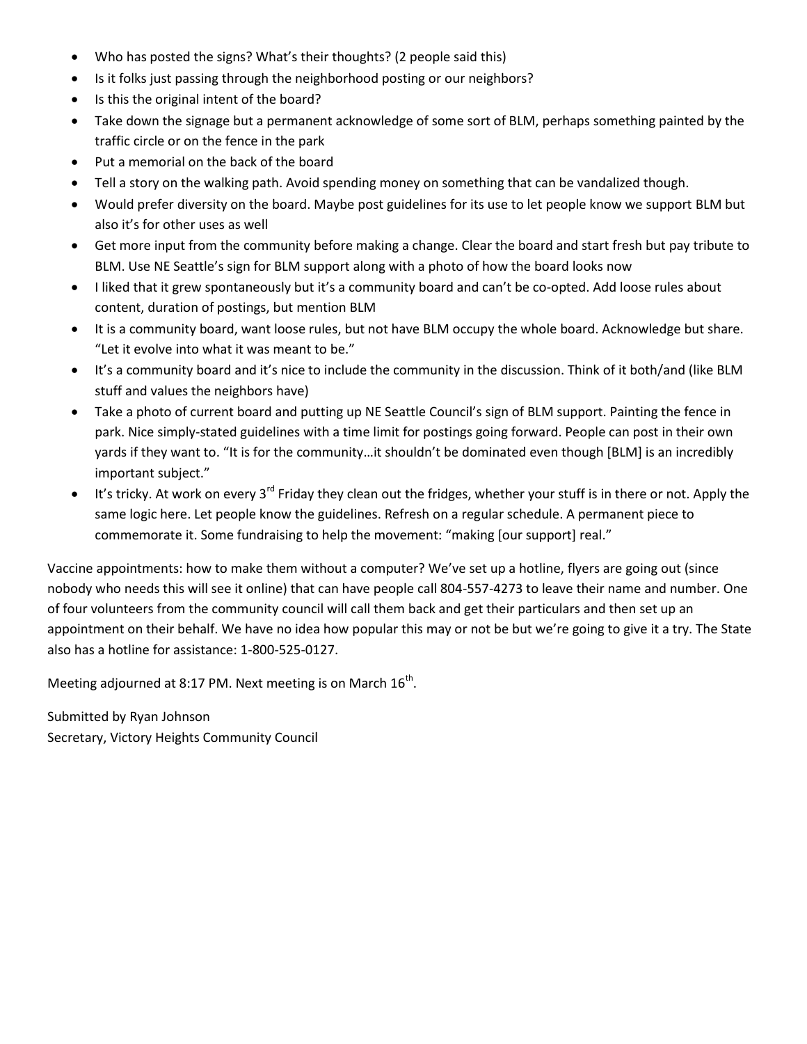- Who has posted the signs? What's their thoughts? (2 people said this)
- Is it folks just passing through the neighborhood posting or our neighbors?
- Is this the original intent of the board?
- Take down the signage but a permanent acknowledge of some sort of BLM, perhaps something painted by the traffic circle or on the fence in the park
- Put a memorial on the back of the board
- Tell a story on the walking path. Avoid spending money on something that can be vandalized though.
- Would prefer diversity on the board. Maybe post guidelines for its use to let people know we support BLM but also it's for other uses as well
- Get more input from the community before making a change. Clear the board and start fresh but pay tribute to BLM. Use NE Seattle's sign for BLM support along with a photo of how the board looks now
- I liked that it grew spontaneously but it's a community board and can't be co-opted. Add loose rules about content, duration of postings, but mention BLM
- It is a community board, want loose rules, but not have BLM occupy the whole board. Acknowledge but share. "Let it evolve into what it was meant to be."
- It's a community board and it's nice to include the community in the discussion. Think of it both/and (like BLM stuff and values the neighbors have)
- Take a photo of current board and putting up NE Seattle Council's sign of BLM support. Painting the fence in park. Nice simply-stated guidelines with a time limit for postings going forward. People can post in their own yards if they want to. "It is for the community…it shouldn't be dominated even though [BLM] is an incredibly important subject."
- It's tricky. At work on every 3rd Friday they clean out the fridges, whether your stuff is in there or not. Apply the same logic here. Let people know the guidelines. Refresh on a regular schedule. A permanent piece to commemorate it. Some fundraising to help the movement: "making [our support] real."

Vaccine appointments: how to make them without a computer? We've set up a hotline, flyers are going out (since nobody who needs this will see it online) that can have people call 804-557-4273 to leave their name and number. One of four volunteers from the community council will call them back and get their particulars and then set up an appointment on their behalf. We have no idea how popular this may or not be but we're going to give it a try. The State also has a hotline for assistance: 1-800-525-0127.

Meeting adjourned at 8:17 PM. Next meeting is on March 16th.

Submitted by Ryan Johnson
Secretary, Victory Heights Community Council